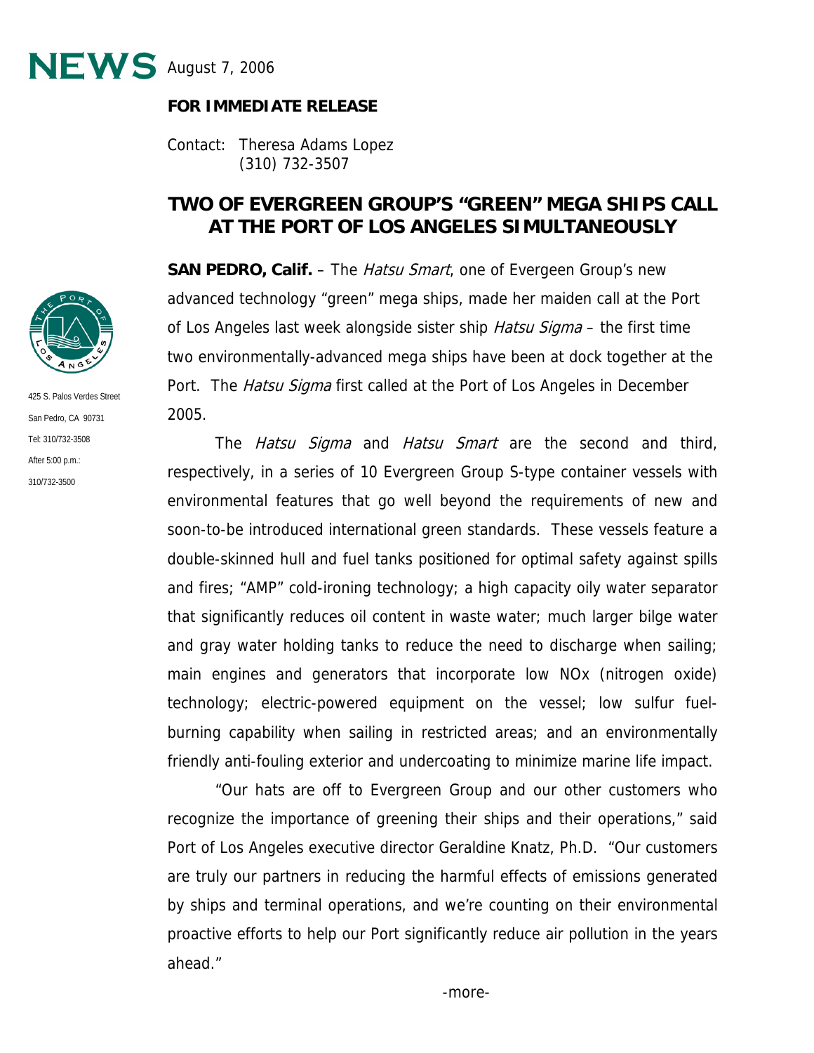# NEWS August 7, 2006

**FOR IMMEDIATE RELEASE**

Contact: Theresa Adams Lopez
(310) 732-3507

425 S. Palos Verdes Street
San Pedro, CA 90731
Tel: 310/732-3508
After 5:00 p.m.:
310/732-3500

## TWO OF EVERGREEN GROUP'S "GREEN" MEGA SHIPS CALL AT THE PORT OF LOS ANGELES SIMULTANEOUSLY

**SAN PEDRO, Calif.** – The *Hatsu Smart*, one of Evergeen Group's new advanced technology "green" mega ships, made her maiden call at the Port of Los Angeles last week alongside sister ship *Hatsu Sigma* – the first time two environmentally-advanced mega ships have been at dock together at the Port. The *Hatsu Sigma* first called at the Port of Los Angeles in December 2005.

The *Hatsu Sigma* and *Hatsu Smart* are the second and third, respectively, in a series of 10 Evergreen Group S-type container vessels with environmental features that go well beyond the requirements of new and soon-to-be introduced international green standards. These vessels feature a double-skinned hull and fuel tanks positioned for optimal safety against spills and fires; "AMP" cold-ironing technology; a high capacity oily water separator that significantly reduces oil content in waste water; much larger bilge water and gray water holding tanks to reduce the need to discharge when sailing; main engines and generators that incorporate low NOx (nitrogen oxide) technology; electric-powered equipment on the vessel; low sulfur fuel-burning capability when sailing in restricted areas; and an environmentally friendly anti-fouling exterior and undercoating to minimize marine life impact.

"Our hats are off to Evergreen Group and our other customers who recognize the importance of greening their ships and their operations," said Port of Los Angeles executive director Geraldine Knatz, Ph.D. "Our customers are truly our partners in reducing the harmful effects of emissions generated by ships and terminal operations, and we're counting on their environmental proactive efforts to help our Port significantly reduce air pollution in the years ahead."

-more-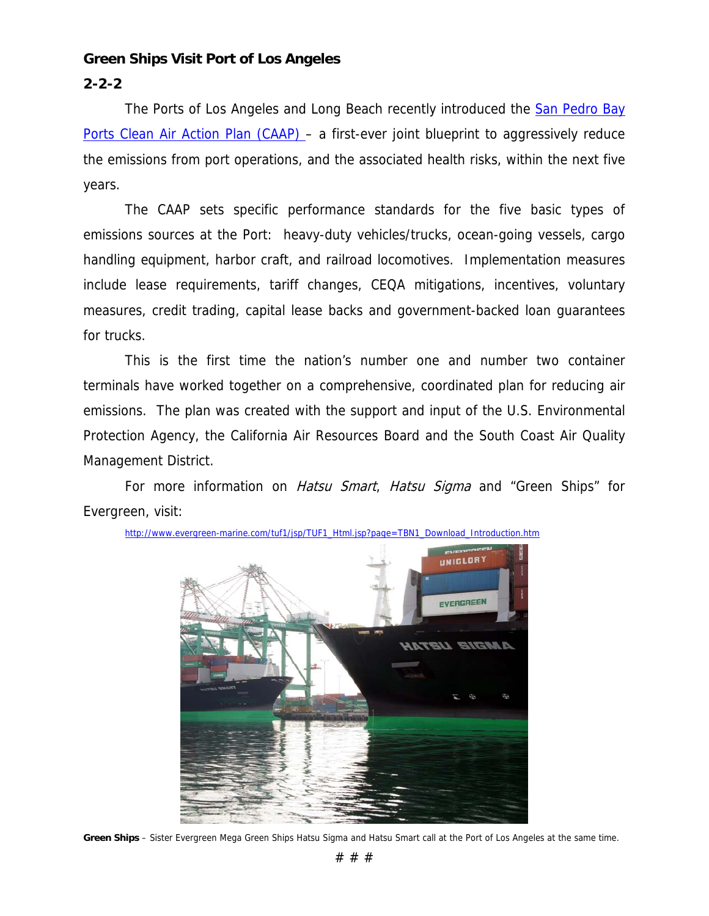**Green Ships Visit Port of Los Angeles**

**2-2-2**

The Ports of Los Angeles and Long Beach recently introduced the San Pedro Bay Ports Clean Air Action Plan (CAAP) – a first-ever joint blueprint to aggressively reduce the emissions from port operations, and the associated health risks, within the next five years.

The CAAP sets specific performance standards for the five basic types of emissions sources at the Port: heavy-duty vehicles/trucks, ocean-going vessels, cargo handling equipment, harbor craft, and railroad locomotives. Implementation measures include lease requirements, tariff changes, CEQA mitigations, incentives, voluntary measures, credit trading, capital lease backs and government-backed loan guarantees for trucks.

This is the first time the nation's number one and number two container terminals have worked together on a comprehensive, coordinated plan for reducing air emissions. The plan was created with the support and input of the U.S. Environmental Protection Agency, the California Air Resources Board and the South Coast Air Quality Management District.

For more information on *Hatsu Smart*, *Hatsu Sigma* and "Green Ships" for Evergreen, visit:

http://www.evergreen-marine.com/tuf1/jsp/TUF1_Html.jsp?page=TBN1_Download_Introduction.htm

**Green Ships** – Sister Evergreen Mega Green Ships Hatsu Sigma and Hatsu Smart call at the Port of Los Angeles at the same time.

# # #